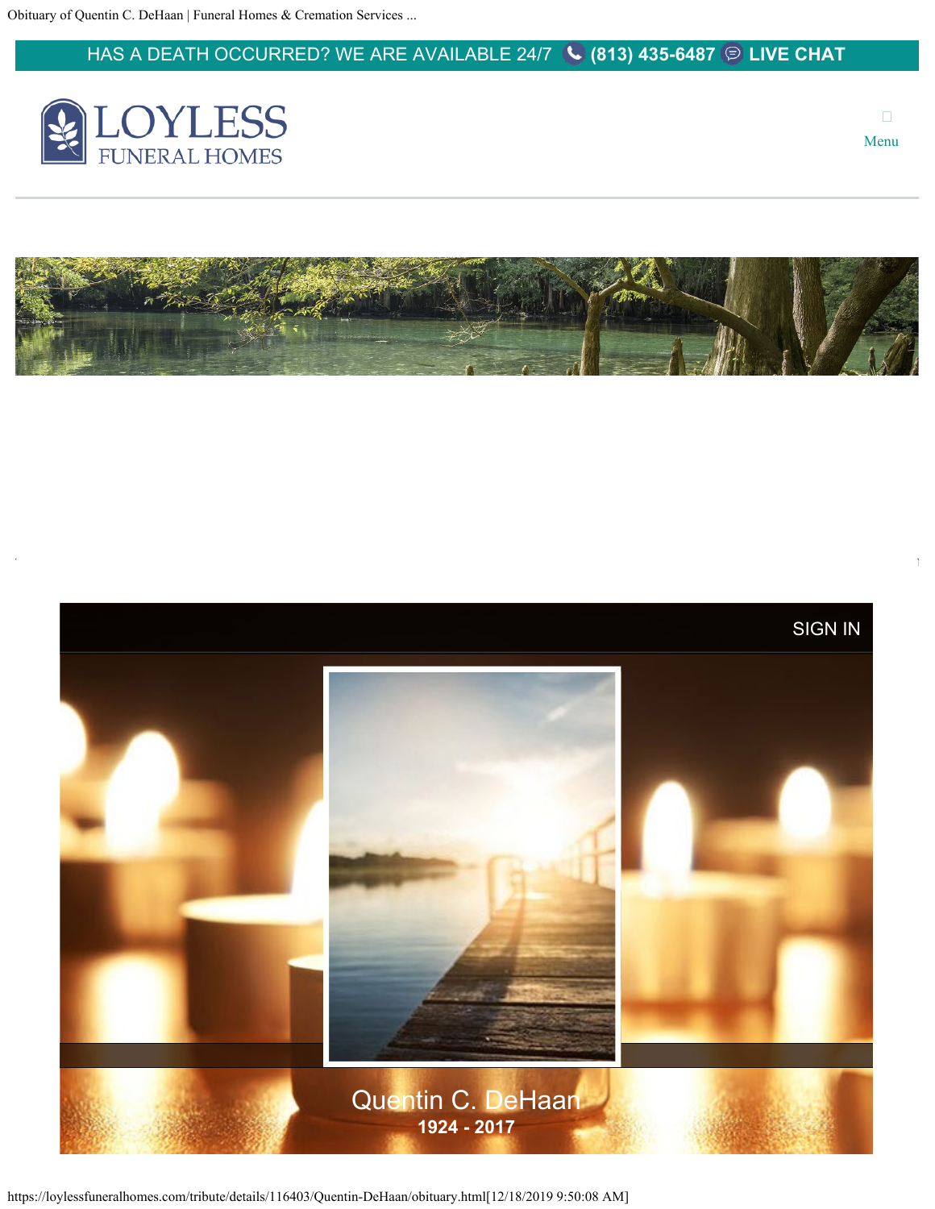HAS A DEATH OCCURRED? WE ARE AVAILABLE 24/7 (813) 435-6487 LIVE CHAT

LOYLESS FUNERAL HOMES

Menu

SIGN IN

# Quentin C. DeHaan

**1924 - 2017**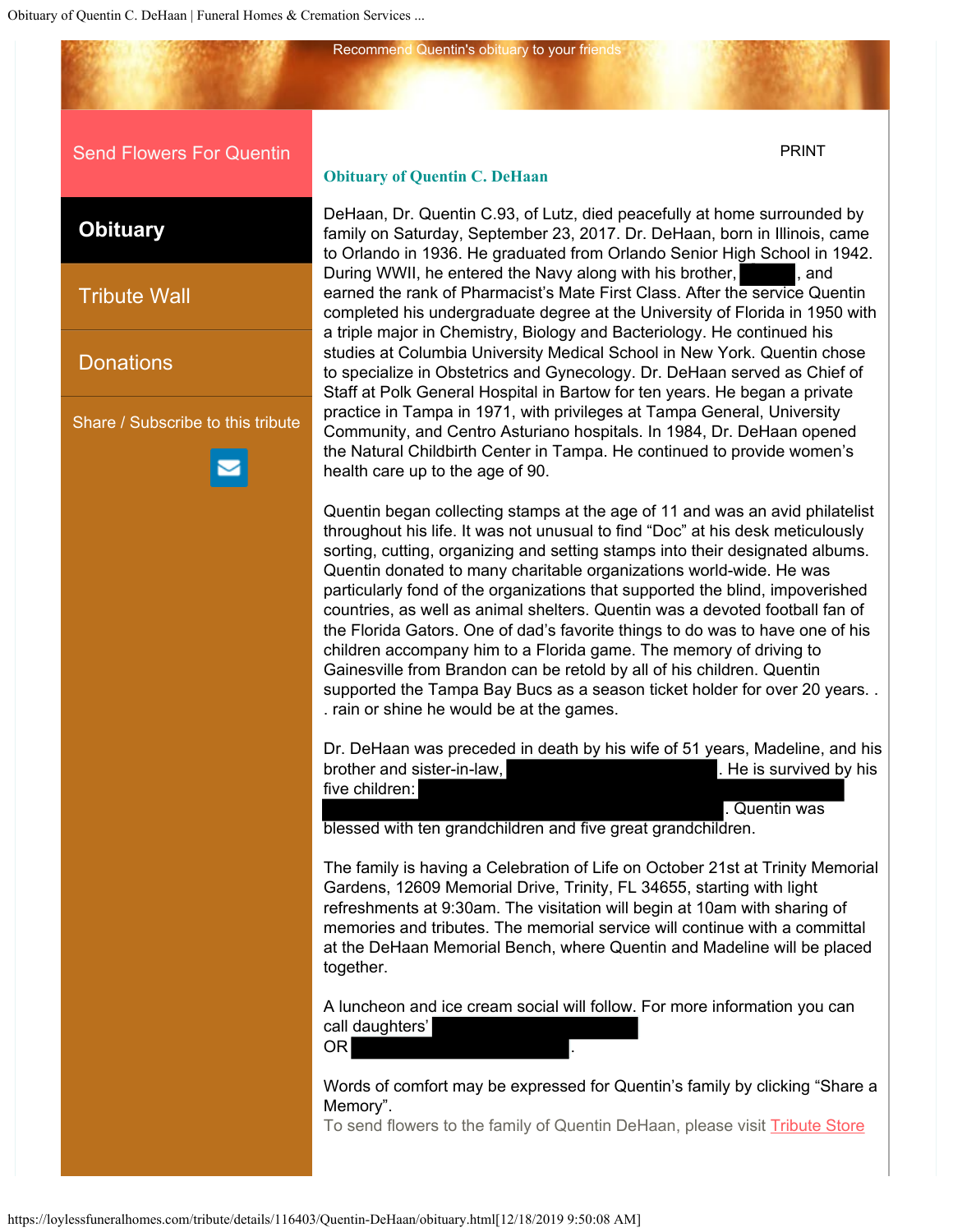Recommend Quentin's obituary to your friends

Send Flowers For Quentin

**Obituary**

Tribute Wall

Donations

Share / Subscribe to this tribute

PRINT

### Obituary of Quentin C. DeHaan

DeHaan, Dr. Quentin C.93, of Lutz, died peacefully at home surrounded by family on Saturday, September 23, 2017. Dr. DeHaan, born in Illinois, came to Orlando in 1936. He graduated from Orlando Senior High School in 1942. During WWII, he entered the Navy along with his brother, [redacted], and earned the rank of Pharmacist's Mate First Class. After the service Quentin completed his undergraduate degree at the University of Florida in 1950 with a triple major in Chemistry, Biology and Bacteriology. He continued his studies at Columbia University Medical School in New York. Quentin chose to specialize in Obstetrics and Gynecology. Dr. DeHaan served as Chief of Staff at Polk General Hospital in Bartow for ten years. He began a private practice in Tampa in 1971, with privileges at Tampa General, University Community, and Centro Asturiano hospitals. In 1984, Dr. DeHaan opened the Natural Childbirth Center in Tampa. He continued to provide women's health care up to the age of 90.

Quentin began collecting stamps at the age of 11 and was an avid philatelist throughout his life. It was not unusual to find "Doc" at his desk meticulously sorting, cutting, organizing and setting stamps into their designated albums. Quentin donated to many charitable organizations world-wide. He was particularly fond of the organizations that supported the blind, impoverished countries, as well as animal shelters. Quentin was a devoted football fan of the Florida Gators. One of dad's favorite things to do was to have one of his children accompany him to a Florida game. The memory of driving to Gainesville from Brandon can be retold by all of his children. Quentin supported the Tampa Bay Bucs as a season ticket holder for over 20 years. . . rain or shine he would be at the games.

Dr. DeHaan was preceded in death by his wife of 51 years, Madeline, and his brother and sister-in-law, [redacted]. He is survived by his five children: [redacted]. Quentin was blessed with ten grandchildren and five great grandchildren.

The family is having a Celebration of Life on October 21st at Trinity Memorial Gardens, 12609 Memorial Drive, Trinity, FL 34655, starting with light refreshments at 9:30am. The visitation will begin at 10am with sharing of memories and tributes. The memorial service will continue with a committal at the DeHaan Memorial Bench, where Quentin and Madeline will be placed together.

A luncheon and ice cream social will follow. For more information you can call daughters' [redacted]
OR [redacted].

Words of comfort may be expressed for Quentin's family by clicking "Share a Memory".

To send flowers to the family of Quentin DeHaan, please visit Tribute Store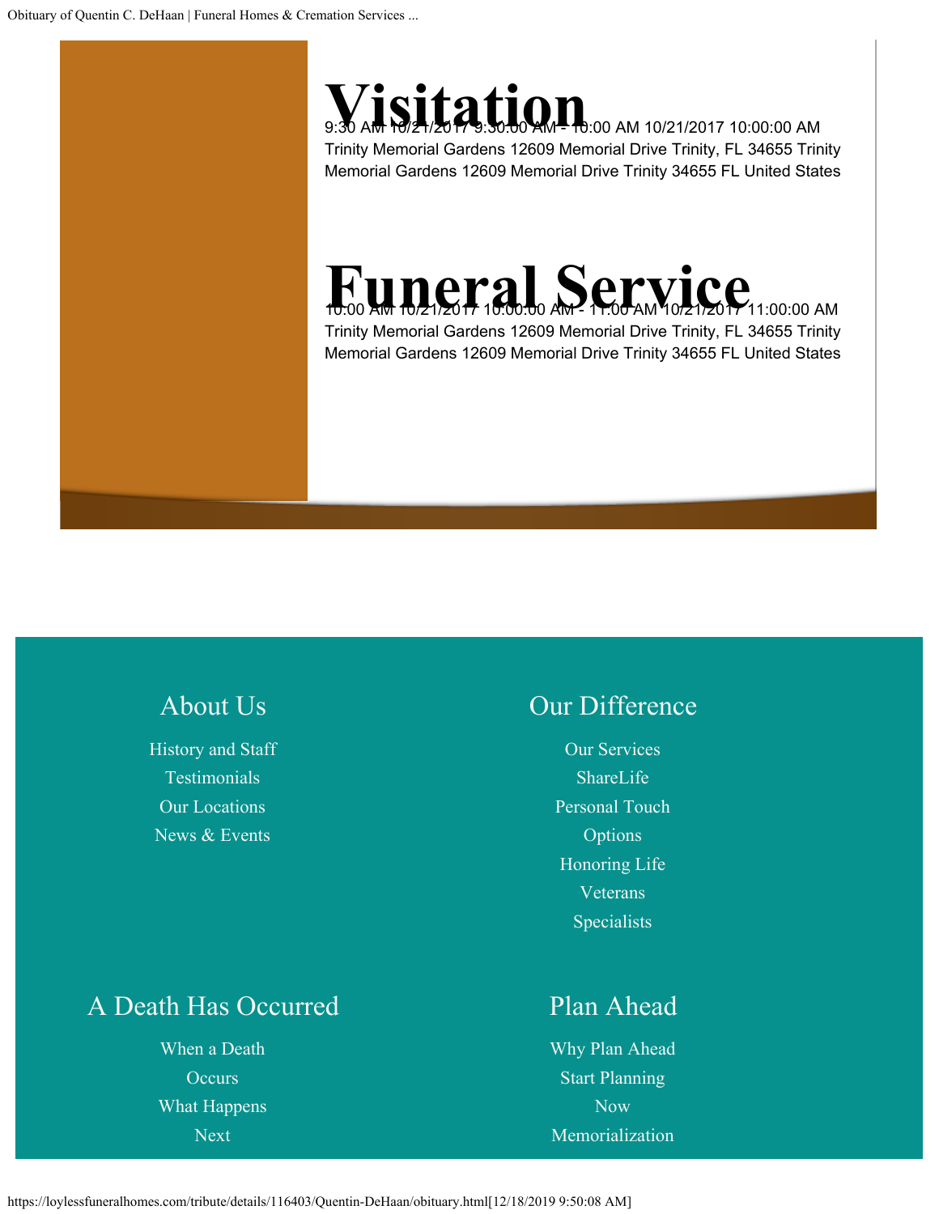# Visitation

9:30 AM 10/21/2017 9:30:00 AM - 10:00 AM 10/21/2017 10:00:00 AM
Trinity Memorial Gardens 12609 Memorial Drive Trinity, FL 34655 Trinity Memorial Gardens 12609 Memorial Drive Trinity 34655 FL United States

# Funeral Service

10:00 AM 10/21/2017 10:00:00 AM - 11:00 AM 10/21/2017 11:00:00 AM
Trinity Memorial Gardens 12609 Memorial Drive Trinity, FL 34655 Trinity Memorial Gardens 12609 Memorial Drive Trinity 34655 FL United States

## About Us

History and Staff
Testimonials
Our Locations
News & Events

## Our Difference

Our Services
ShareLife
Personal Touch
Options
Honoring Life
Veterans
Specialists

## A Death Has Occurred

When a Death Occurs
What Happens Next

## Plan Ahead

Why Plan Ahead
Start Planning Now
Memorialization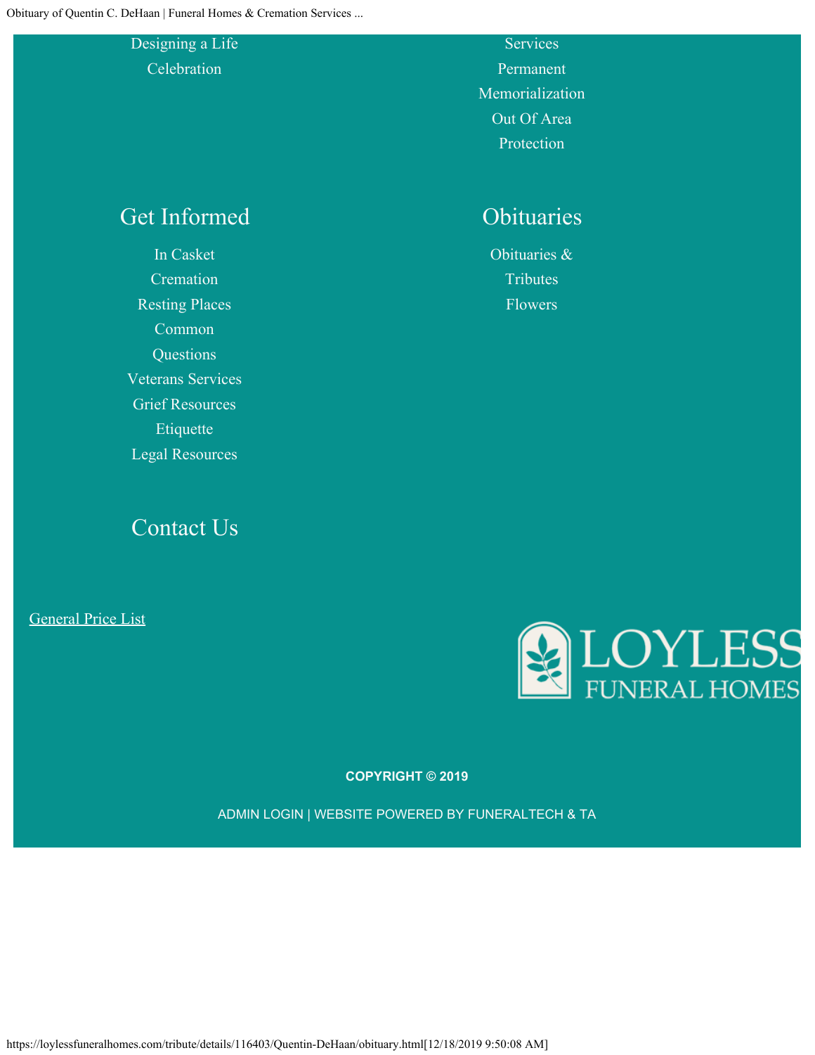Designing a Life Celebration

Services

Permanent Memorialization

Out Of Area Protection

## Get Informed

In Casket

Cremation

Resting Places

Common Questions

Veterans Services

Grief Resources

Etiquette

Legal Resources

## Obituaries

Obituaries & Tributes

Flowers

## Contact Us

General Price List

LOYLESS FUNERAL HOMES

**COPYRIGHT © 2019**

ADMIN LOGIN | WEBSITE POWERED BY FUNERALTECH & TA